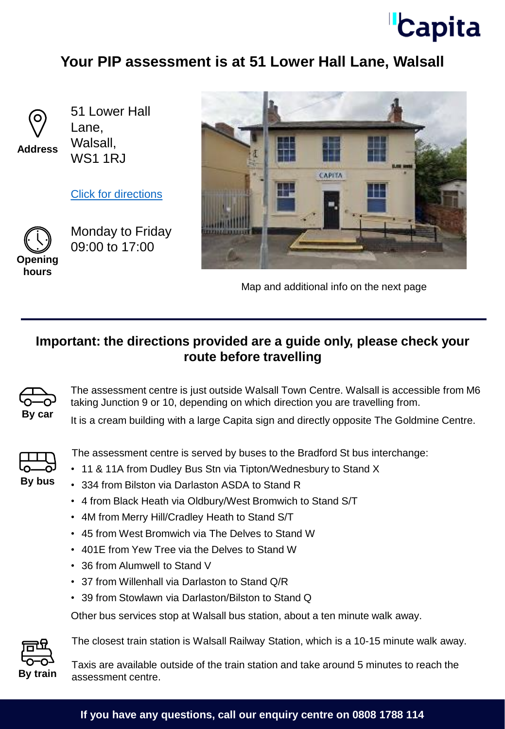# Your PIP assessment is at 51 Lower Hall Lane, Walsall

**Address**

51 Lower Hall Lane,
Walsall,
WS1 1RJ

Click for directions

**Opening hours**

Monday to Friday
09:00 to 17:00

Map and additional info on the next page

## Important: the directions provided are a guide only, please check your route before travelling

**By car**

The assessment centre is just outside Walsall Town Centre. Walsall is accessible from M6 taking Junction 9 or 10, depending on which direction you are travelling from.

It is a cream building with a large Capita sign and directly opposite The Goldmine Centre.

**By bus**

The assessment centre is served by buses to the Bradford St bus interchange:

- 11 & 11A from Dudley Bus Stn via Tipton/Wednesbury to Stand X
- 334 from Bilston via Darlaston ASDA to Stand R
- 4 from Black Heath via Oldbury/West Bromwich to Stand S/T
- 4M from Merry Hill/Cradley Heath to Stand S/T
- 45 from West Bromwich via The Delves to Stand W
- 401E from Yew Tree via the Delves to Stand W
- 36 from Alumwell to Stand V
- 37 from Willenhall via Darlaston to Stand Q/R
- 39 from Stowlawn via Darlaston/Bilston to Stand Q

Other bus services stop at Walsall bus station, about a ten minute walk away.

**By train**

The closest train station is Walsall Railway Station, which is a 10-15 minute walk away.

Taxis are available outside of the train station and take around 5 minutes to reach the assessment centre.

**If you have any questions, call our enquiry centre on 0808 1788 114**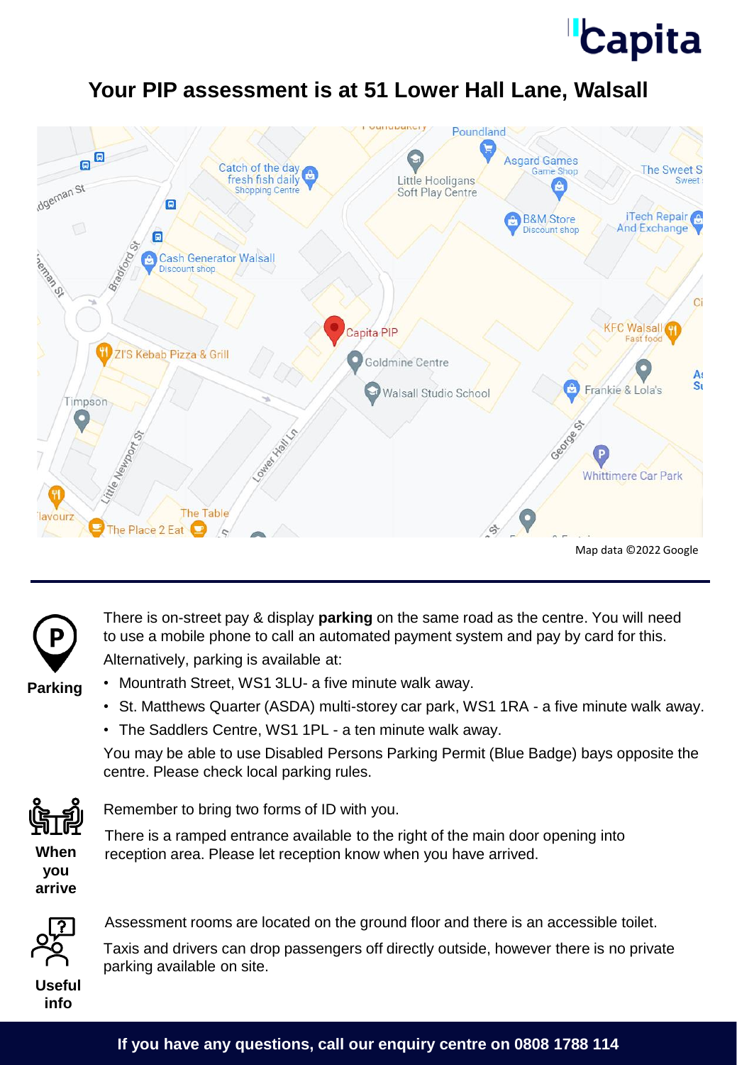Capita

# Your PIP assessment is at 51 Lower Hall Lane, Walsall

Map data ©2022 Google

**Parking**

There is on-street pay & display **parking** on the same road as the centre. You will need to use a mobile phone to call an automated payment system and pay by card for this.

Alternatively, parking is available at:

- Mountrath Street, WS1 3LU- a five minute walk away.
- St. Matthews Quarter (ASDA) multi-storey car park, WS1 1RA - a five minute walk away.
- The Saddlers Centre, WS1 1PL - a ten minute walk away.

You may be able to use Disabled Persons Parking Permit (Blue Badge) bays opposite the centre. Please check local parking rules.

**When you arrive**

Remember to bring two forms of ID with you.

There is a ramped entrance available to the right of the main door opening into reception area. Please let reception know when you have arrived.

**Useful info**

Assessment rooms are located on the ground floor and there is an accessible toilet.

Taxis and drivers can drop passengers off directly outside, however there is no private parking available on site.

**If you have any questions, call our enquiry centre on 0808 1788 114**